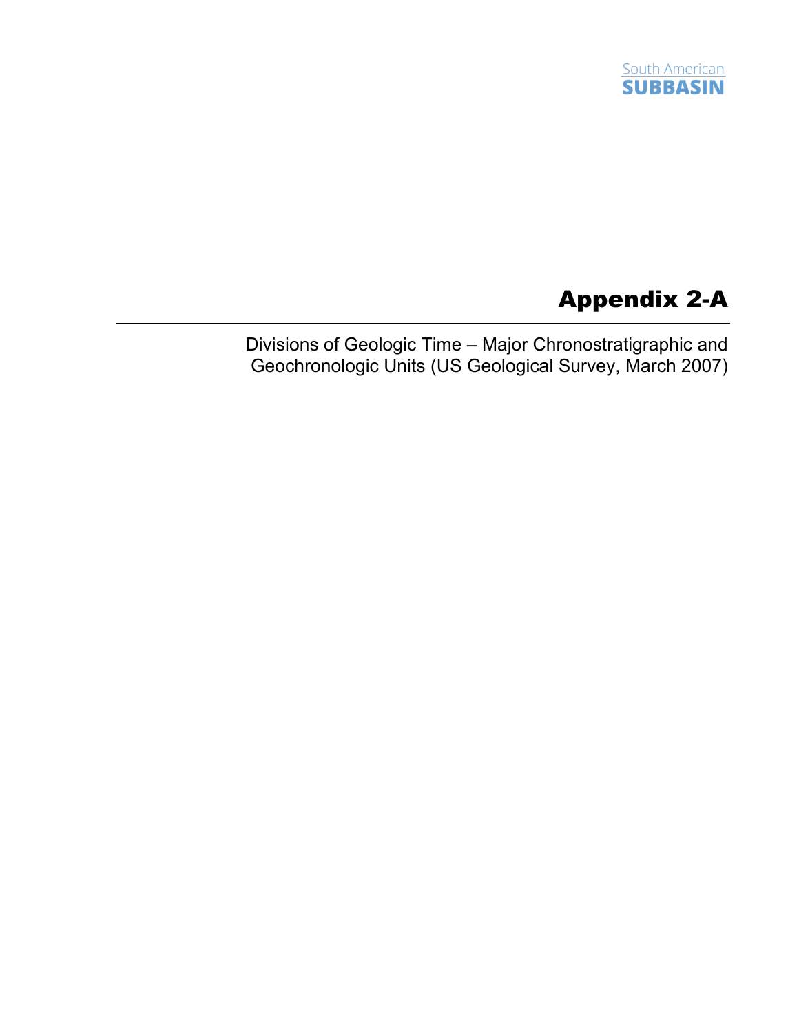# Appendix 2-A

Divisions of Geologic Time – Major Chronostratigraphic and Geochronologic Units (US Geological Survey, March 2007)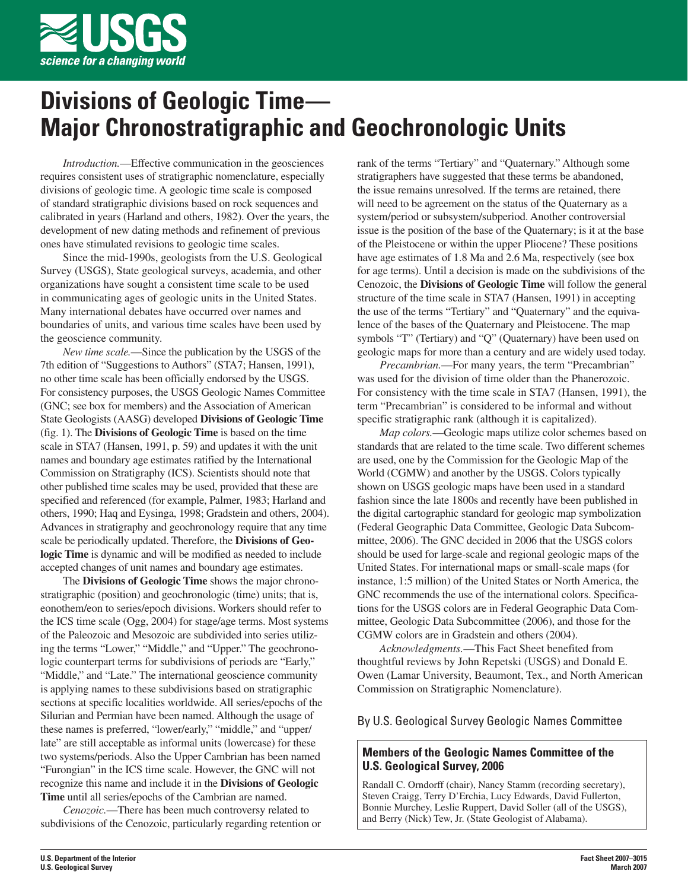# Divisions of Geologic Time— Major Chronostratigraphic and Geochronologic Units

*Introduction.*—Effective communication in the geosciences requires consistent uses of stratigraphic nomenclature, especially divisions of geologic time. A geologic time scale is composed of standard stratigraphic divisions based on rock sequences and calibrated in years (Harland and others, 1982). Over the years, the development of new dating methods and refinement of previous ones have stimulated revisions to geologic time scales.

Since the mid-1990s, geologists from the U.S. Geological Survey (USGS), State geological surveys, academia, and other organizations have sought a consistent time scale to be used in communicating ages of geologic units in the United States. Many international debates have occurred over names and boundaries of units, and various time scales have been used by the geoscience community.

*New time scale.*—Since the publication by the USGS of the 7th edition of "Suggestions to Authors" (STA7; Hansen, 1991), no other time scale has been officially endorsed by the USGS. For consistency purposes, the USGS Geologic Names Committee (GNC; see box for members) and the Association of American State Geologists (AASG) developed **Divisions of Geologic Time** (fig. 1). The **Divisions of Geologic Time** is based on the time scale in STA7 (Hansen, 1991, p. 59) and updates it with the unit names and boundary age estimates ratified by the International Commission on Stratigraphy (ICS). Scientists should note that other published time scales may be used, provided that these are specified and referenced (for example, Palmer, 1983; Harland and others, 1990; Haq and Eysinga, 1998; Gradstein and others, 2004). Advances in stratigraphy and geochronology require that any time scale be periodically updated. Therefore, the **Divisions of Geologic Time** is dynamic and will be modified as needed to include accepted changes of unit names and boundary age estimates.

The **Divisions of Geologic Time** shows the major chronostratigraphic (position) and geochronologic (time) units; that is, eonothem/eon to series/epoch divisions. Workers should refer to the ICS time scale (Ogg, 2004) for stage/age terms. Most systems of the Paleozoic and Mesozoic are subdivided into series utilizing the terms "Lower," "Middle," and "Upper." The geochronologic counterpart terms for subdivisions of periods are "Early," "Middle," and "Late." The international geoscience community is applying names to these subdivisions based on stratigraphic sections at specific localities worldwide. All series/epochs of the Silurian and Permian have been named. Although the usage of these names is preferred, "lower/early," "middle," and "upper/late" are still acceptable as informal units (lowercase) for these two systems/periods. Also the Upper Cambrian has been named "Furongian" in the ICS time scale. However, the GNC will not recognize this name and include it in the **Divisions of Geologic Time** until all series/epochs of the Cambrian are named.

*Cenozoic.*—There has been much controversy related to subdivisions of the Cenozoic, particularly regarding retention or rank of the terms "Tertiary" and "Quaternary." Although some stratigraphers have suggested that these terms be abandoned, the issue remains unresolved. If the terms are retained, there will need to be agreement on the status of the Quaternary as a system/period or subsystem/subperiod. Another controversial issue is the position of the base of the Quaternary; is it at the base of the Pleistocene or within the upper Pliocene? These positions have age estimates of 1.8 Ma and 2.6 Ma, respectively (see box for age terms). Until a decision is made on the subdivisions of the Cenozoic, the **Divisions of Geologic Time** will follow the general structure of the time scale in STA7 (Hansen, 1991) in accepting the use of the terms "Tertiary" and "Quaternary" and the equivalence of the bases of the Quaternary and Pleistocene. The map symbols "T" (Tertiary) and "Q" (Quaternary) have been used on geologic maps for more than a century and are widely used today.

*Precambrian.*—For many years, the term "Precambrian" was used for the division of time older than the Phanerozoic. For consistency with the time scale in STA7 (Hansen, 1991), the term "Precambrian" is considered to be informal and without specific stratigraphic rank (although it is capitalized).

*Map colors.*—Geologic maps utilize color schemes based on standards that are related to the time scale. Two different schemes are used, one by the Commission for the Geologic Map of the World (CGMW) and another by the USGS. Colors typically shown on USGS geologic maps have been used in a standard fashion since the late 1800s and recently have been published in the digital cartographic standard for geologic map symbolization (Federal Geographic Data Committee, Geologic Data Subcommittee, 2006). The GNC decided in 2006 that the USGS colors should be used for large-scale and regional geologic maps of the United States. For international maps or small-scale maps (for instance, 1:5 million) of the United States or North America, the GNC recommends the use of the international colors. Specifications for the USGS colors are in Federal Geographic Data Committee, Geologic Data Subcommittee (2006), and those for the CGMW colors are in Gradstein and others (2004).

*Acknowledgments.*—This Fact Sheet benefited from thoughtful reviews by John Repetski (USGS) and Donald E. Owen (Lamar University, Beaumont, Tex., and North American Commission on Stratigraphic Nomenclature).

By U.S. Geological Survey Geologic Names Committee

### Members of the Geologic Names Committee of the U.S. Geological Survey, 2006

Randall C. Orndorff (chair), Nancy Stamm (recording secretary), Steven Craigg, Terry D'Erchia, Lucy Edwards, David Fullerton, Bonnie Murchey, Leslie Ruppert, David Soller (all of the USGS), and Berry (Nick) Tew, Jr. (State Geologist of Alabama).

U.S. Department of the Interior
U.S. Geological Survey

Fact Sheet 2007–3015
March 2007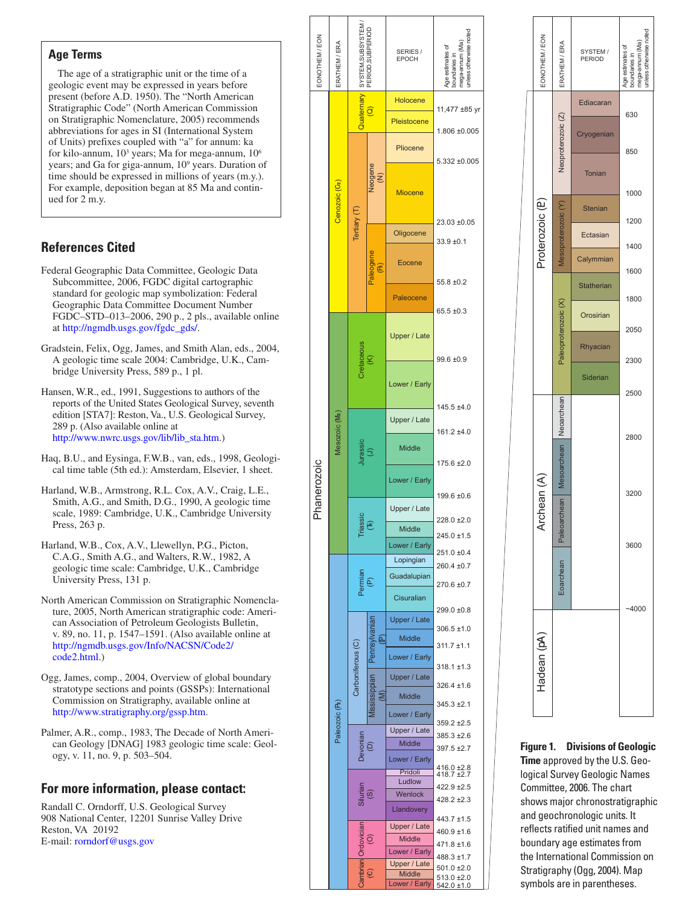## Age Terms

The age of a stratigraphic unit or the time of a geologic event may be expressed in years before present (before A.D. 1950). The "North American Stratigraphic Code" (North American Commission on Stratigraphic Nomenclature, 2005) recommends abbreviations for ages in SI (International System of Units) prefixes coupled with "a" for annum: ka for kilo-annum, $10^3$ years; Ma for mega-annum, $10^6$ years; and Ga for giga-annum, $10^9$ years. Duration of time should be expressed in millions of years (m.y.). For example, deposition began at 85 Ma and continued for 2 m.y.

## References Cited

Federal Geographic Data Committee, Geologic Data Subcommittee, 2006, FGDC digital cartographic standard for geologic map symbolization: Federal Geographic Data Committee Document Number FGDC–STD–013–2006, 290 p., 2 pls., available online at http://ngmdb.usgs.gov/fgdc_gds/.

Gradstein, Felix, Ogg, James, and Smith Alan, eds., 2004, A geologic time scale 2004: Cambridge, U.K., Cambridge University Press, 589 p., 1 pl.

Hansen, W.R., ed., 1991, Suggestions to authors of the reports of the United States Geological Survey, seventh edition [STA7]: Reston, Va., U.S. Geological Survey, 289 p. (Also available online at http://www.nwrc.usgs.gov/lib/lib_sta.htm.)

Haq, B.U., and Eysinga, F.W.B., van, eds., 1998, Geological time table (5th ed.): Amsterdam, Elsevier, 1 sheet.

Harland, W.B., Armstrong, R.L. Cox, A.V., Craig, L.E., Smith, A.G., and Smith, D.G., 1990, A geologic time scale, 1989: Cambridge, U.K., Cambridge University Press, 263 p.

Harland, W.B., Cox, A.V., Llewellyn, P.G., Picton, C.A.G., Smith A.G., and Walters, R.W., 1982, A geologic time scale: Cambridge, U.K., Cambridge University Press, 131 p.

North American Commission on Stratigraphic Nomenclature, 2005, North American stratigraphic code: American Association of Petroleum Geologists Bulletin, v. 89, no. 11, p. 1547–1591. (Also available online at http://ngmdb.usgs.gov/Info/NACSN/Code2/code2.html.)

Ogg, James, comp., 2004, Overview of global boundary stratotype sections and points (GSSPs): International Commission on Stratigraphy, available online at http://www.stratigraphy.org/gssp.htm.

Palmer, A.R., comp., 1983, The Decade of North American Geology [DNAG] 1983 geologic time scale: Geology, v. 11, no. 9, p. 503–504.

## For more information, please contact:

Randall C. Orndorff, U.S. Geological Survey
908 National Center, 12201 Sunrise Valley Drive
Reston, VA 20192
E-mail: rorndorf@usgs.gov

| EONOTHEM / EON | ERATHEM / ERA | SYSTEM, SUBSYSTEM / PERIOD, SUBPERIOD | | SERIES / EPOCH | Age estimates of boundaries in mega-annum (Ma) unless otherwise noted |
|---|---|---|---|---|---|
| Phanerozoic | Cenozoic (Cz) | Quaternary (Q) | | Holocene | 11,477 ±85 yr |
| | | | | Pleistocene | 1.806 ±0.005 |
| | | Tertiary (T) | Neogene (N) | Pliocene | 5.332 ±0.005 |
| | | | | Miocene | 23.03 ±0.05 |
| | | | Paleogene (Pɛ) | Oligocene | 33.9 ±0.1 |
| | | | | Eocene | 55.8 ±0.2 |
| | | | | Paleocene | 65.5 ±0.3 |
| | Mesozoic (Mz) | Cretaceous (K) | | Upper / Late | 99.6 ±0.9 |
| | | | | Lower / Early | 145.5 ±4.0 |
| | | Jurassic (J) | | Upper / Late | 161.2 ±4.0 |
| | | | | Middle | 175.6 ±2.0 |
| | | | | Lower / Early | 199.6 ±0.6 |
| | | Triassic (T̄R) | | Upper / Late | 228.0 ±2.0 |
| | | | | Middle | 245.0 ±1.5 |
| | | | | Lower / Early | 251.0 ±0.4 |
| | Paleozoic (Pz) | Permian (P) | | Lopingian | 260.4 ±0.7 |
| | | | | Guadalupian | 270.6 ±0.7 |
| | | | | Cisuralian | 299.0 ±0.8 |
| | | Carboniferous (C) | Pennsylvanian (ℙ) | Upper / Late | 306.5 ±1.0 |
| | | | | Middle | 311.7 ±1.1 |
| | | | | Lower / Early | 318.1 ±1.3 |
| | | | Mississippian (M) | Upper / Late | 326.4 ±1.6 |
| | | | | Middle | 345.3 ±2.1 |
| | | | | Lower / Early | 359.2 ±2.5 |
| | | Devonian (D) | | Upper / Late | 385.3 ±2.6 |
| | | | | Middle | 397.5 ±2.7 |
| | | | | Lower / Early | 416.0 ±2.8 |
| | | Silurian (S) | | Pridoli | 418.7 ±2.7 |
| | | | | Ludlow | 422.9 ±2.5 |
| | | | | Wenlock | 428.2 ±2.3 |
| | | | | Llandovery | 443.7 ±1.5 |
| | | Ordovician (O) | | Upper / Late | 460.9 ±1.6 |
| | | | | Middle | 471.8 ±1.6 |
| | | | | Lower / Early | 488.3 ±1.7 |
| | | Cambrian (Є) | | Upper / Late | 501.0 ±2.0 |
| | | | | Middle | 513.0 ±2.0 |
| | | | | Lower / Early | 542.0 ±1.0 |

| EONOTHEM / EON | ERATHEM / ERA | SYSTEM / PERIOD | Age estimates of boundaries in mega-annum (Ma) unless otherwise noted |
|---|---|---|---|
| Proterozoic (P̶) | Neoproterozoic (Z) | Ediacaran | 630 |
| | | Cryogenian | 850 |
| | | Tonian | 1000 |
| | Mesoproterozoic (Y) | Stenian | 1200 |
| | | Ectasian | 1400 |
| | | Calymmian | 1600 |
| | Paleoproterozoic (X) | Statherian | 1800 |
| | | Orosirian | 2050 |
| | | Rhyacian | 2300 |
| | | Siderian | 2500 |
| Archean (A) | Neoarchean | | 2800 |
| | Mesoarchean | | 3200 |
| | Paleoarchean | | 3600 |
| | Eoarchean | | ~4000 |
| Hadean (pA) | | | |

**Figure 1. Divisions of Geologic Time** approved by the U.S. Geological Survey Geologic Names Committee, 2006. The chart shows major chronostratigraphic and geochronologic units. It reflects ratified unit names and boundary age estimates from the International Commission on Stratigraphy (Ogg, 2004). Map symbols are in parentheses.